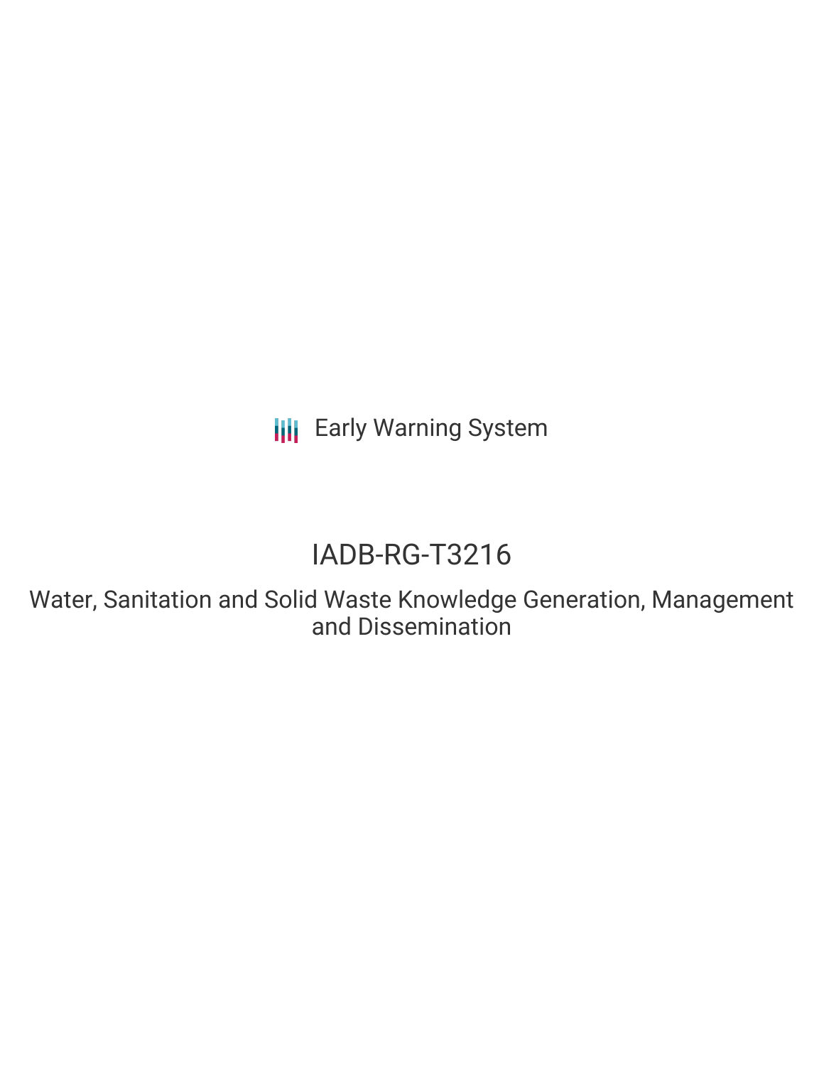Early Warning System

# IADB-RG-T3216

## Water, Sanitation and Solid Waste Knowledge Generation, Management and Dissemination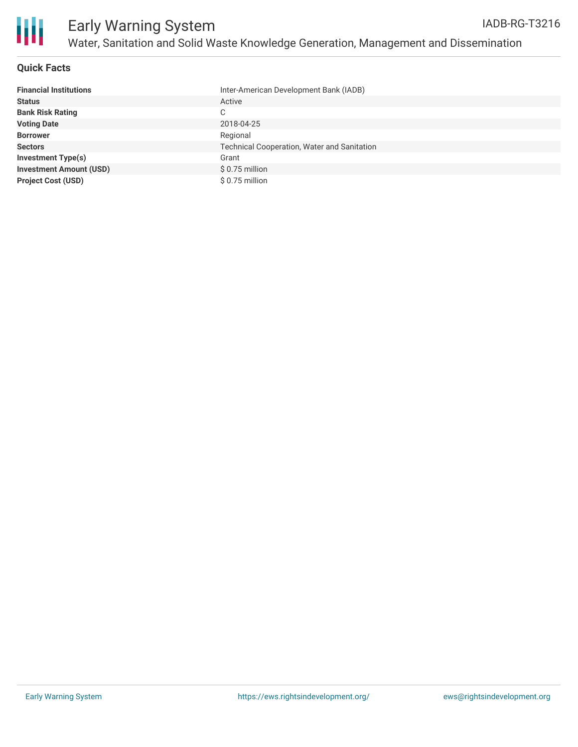# Early Warning System

## Water, Sanitation and Solid Waste Knowledge Generation, Management and Dissemination

IADB-RG-T3216

### Quick Facts

| | |
|---|---|
| **Financial Institutions** | Inter-American Development Bank (IADB) |
| **Status** | Active |
| **Bank Risk Rating** | C |
| **Voting Date** | 2018-04-25 |
| **Borrower** | Regional |
| **Sectors** | Technical Cooperation, Water and Sanitation |
| **Investment Type(s)** | Grant |
| **Investment Amount (USD)** | $ 0.75 million |
| **Project Cost (USD)** | $ 0.75 million |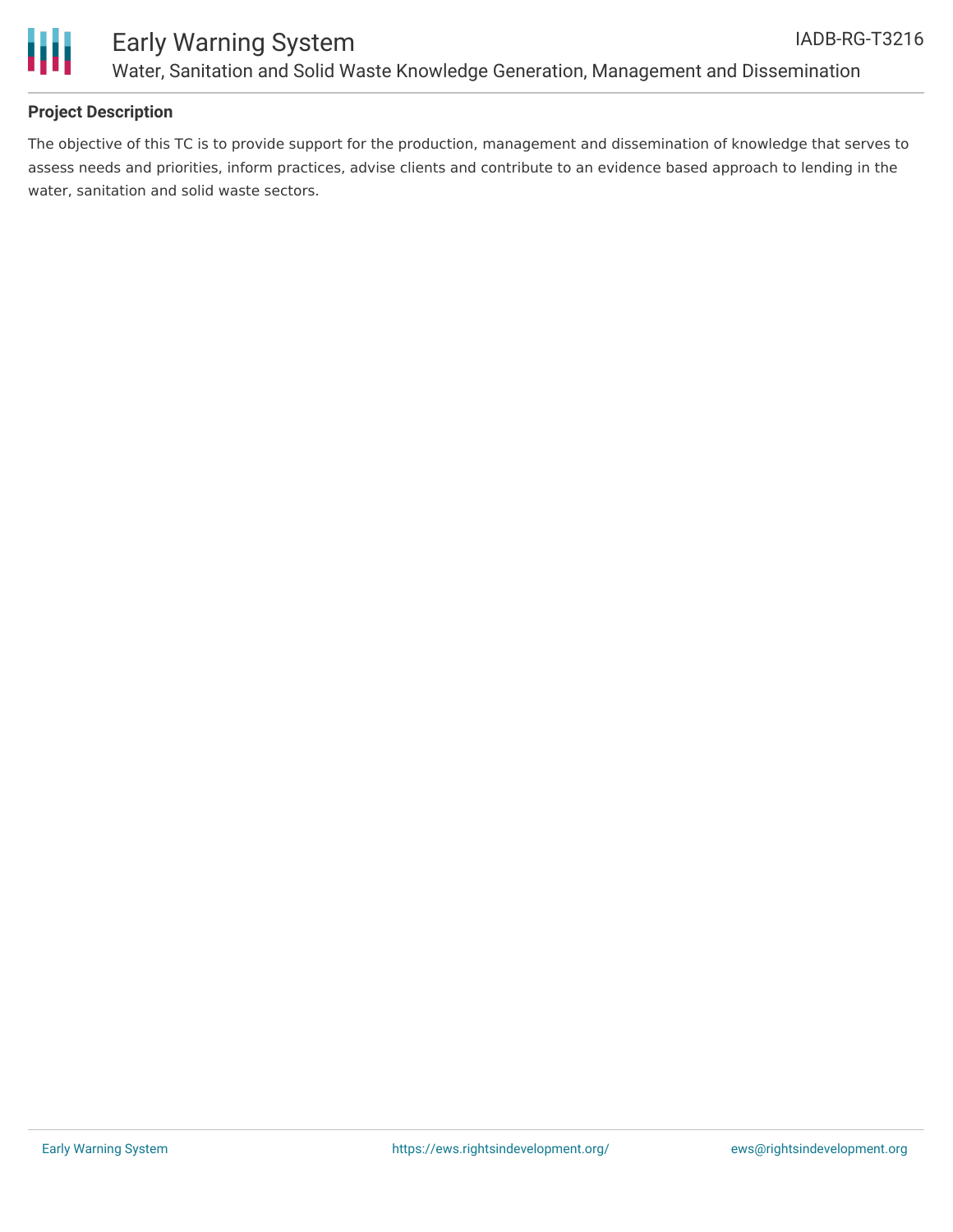## Project Description

The objective of this TC is to provide support for the production, management and dissemination of knowledge that serves to assess needs and priorities, inform practices, advise clients and contribute to an evidence based approach to lending in the water, sanitation and solid waste sectors.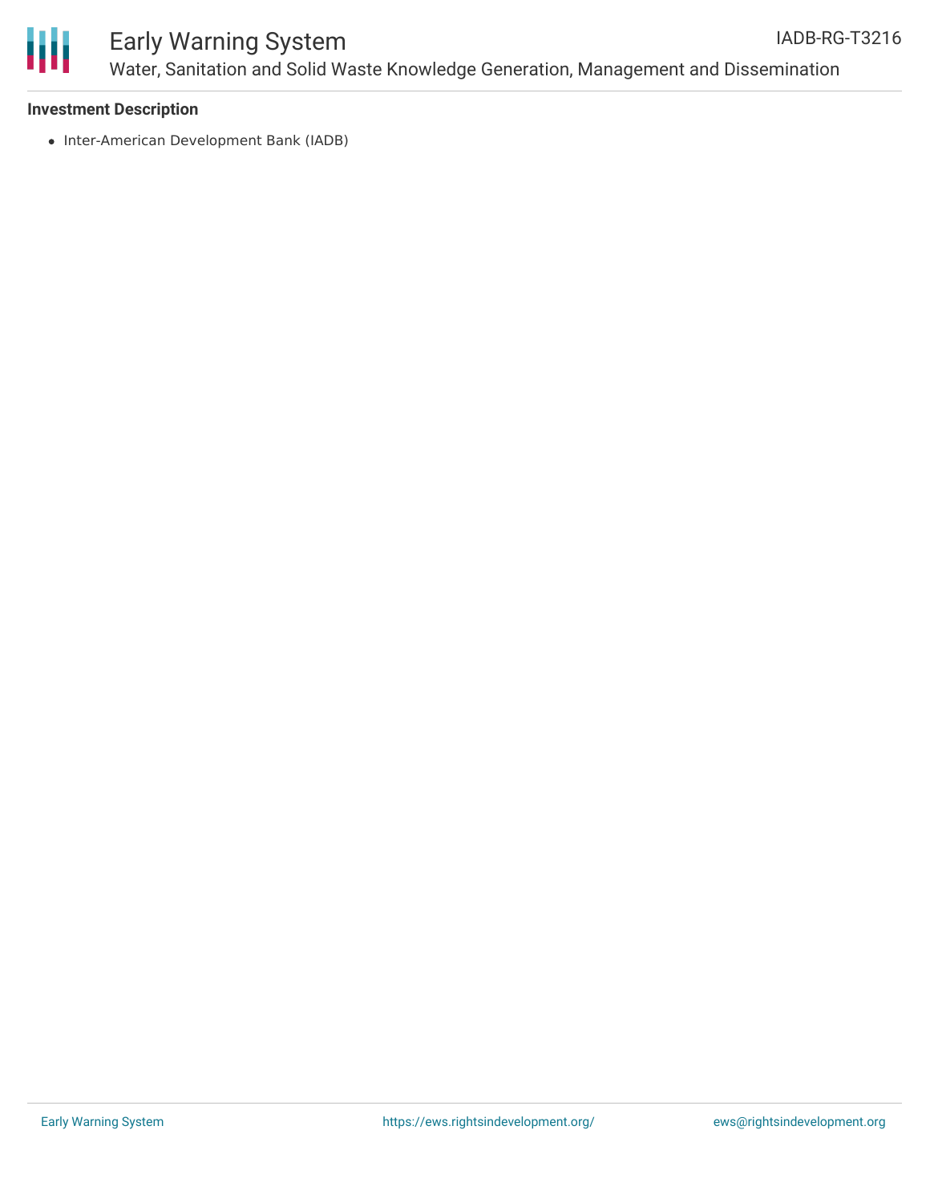### Investment Description

- Inter-American Development Bank (IADB)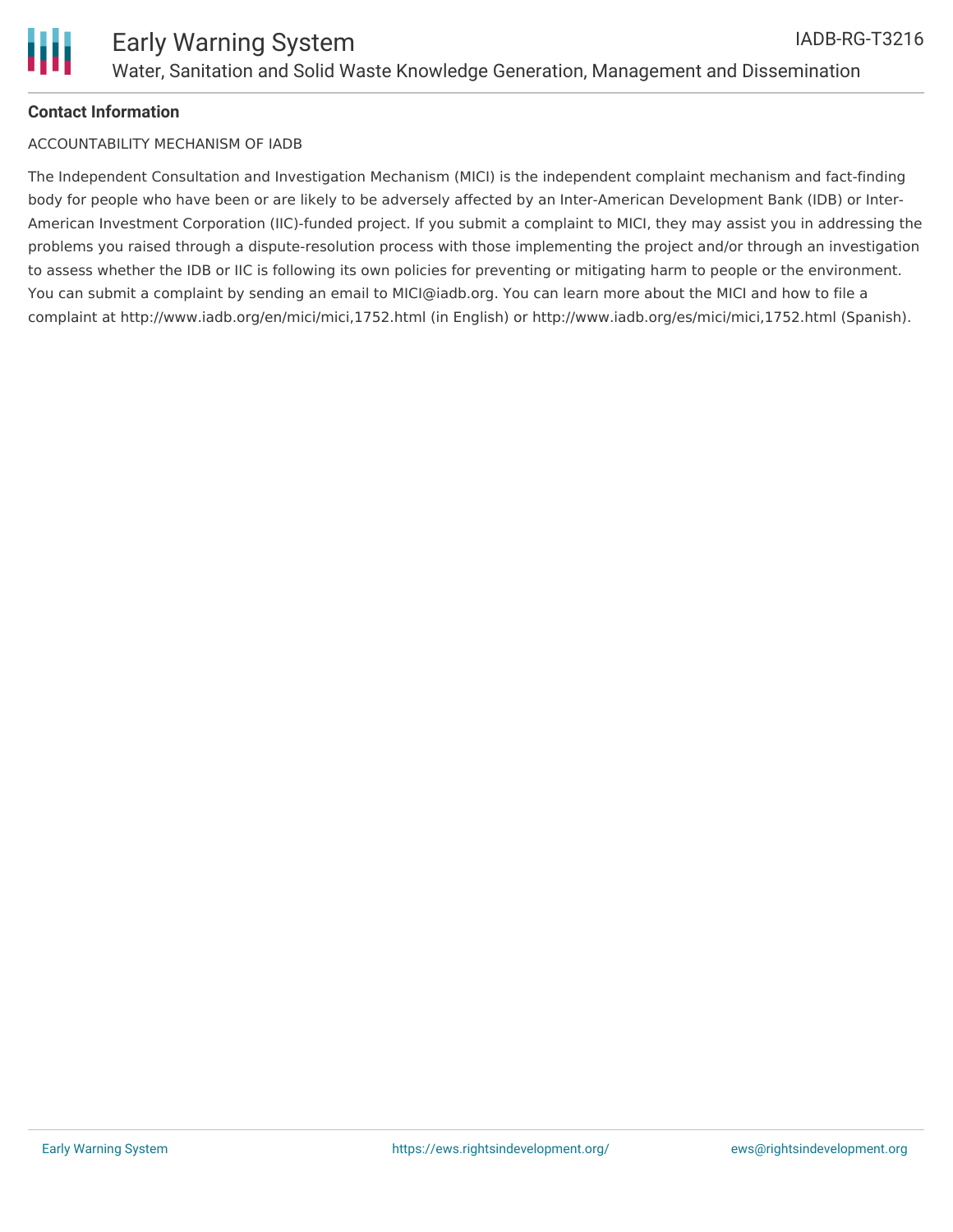**Contact Information**

ACCOUNTABILITY MECHANISM OF IADB

The Independent Consultation and Investigation Mechanism (MICI) is the independent complaint mechanism and fact-finding body for people who have been or are likely to be adversely affected by an Inter-American Development Bank (IDB) or Inter-American Investment Corporation (IIC)-funded project. If you submit a complaint to MICI, they may assist you in addressing the problems you raised through a dispute-resolution process with those implementing the project and/or through an investigation to assess whether the IDB or IIC is following its own policies for preventing or mitigating harm to people or the environment. You can submit a complaint by sending an email to MICI@iadb.org. You can learn more about the MICI and how to file a complaint at http://www.iadb.org/en/mici/mici,1752.html (in English) or http://www.iadb.org/es/mici/mici,1752.html (Spanish).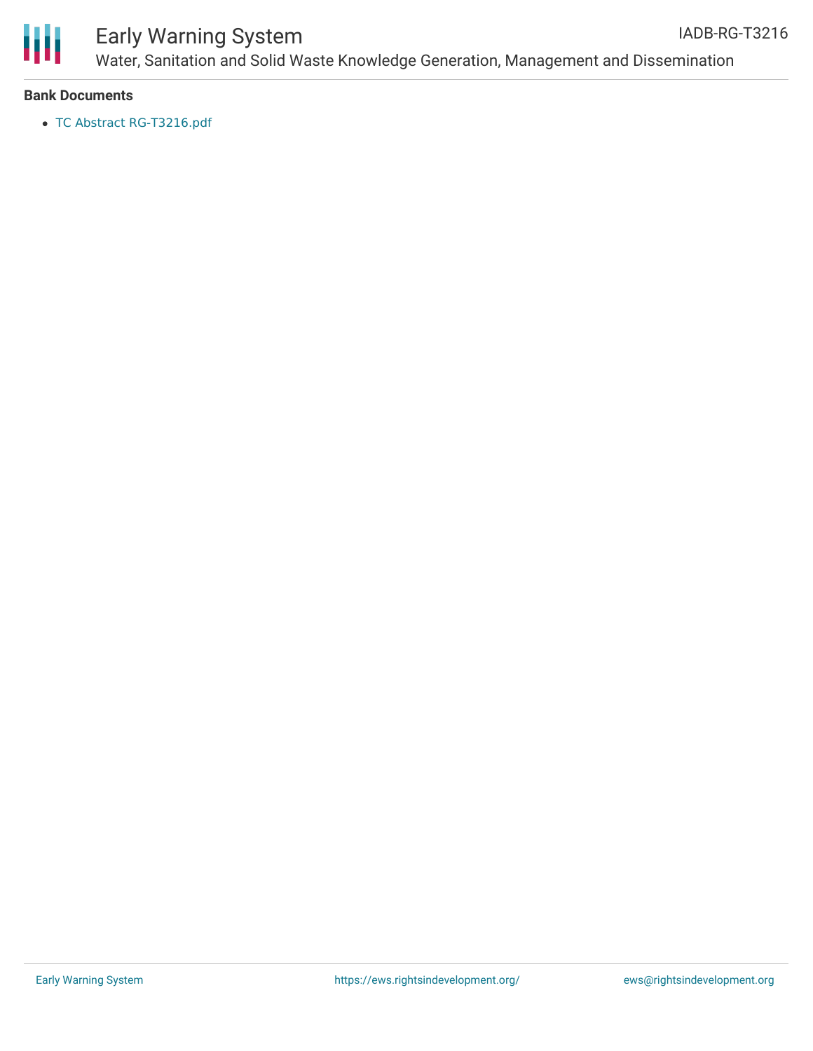**Bank Documents**

- TC Abstract RG-T3216.pdf